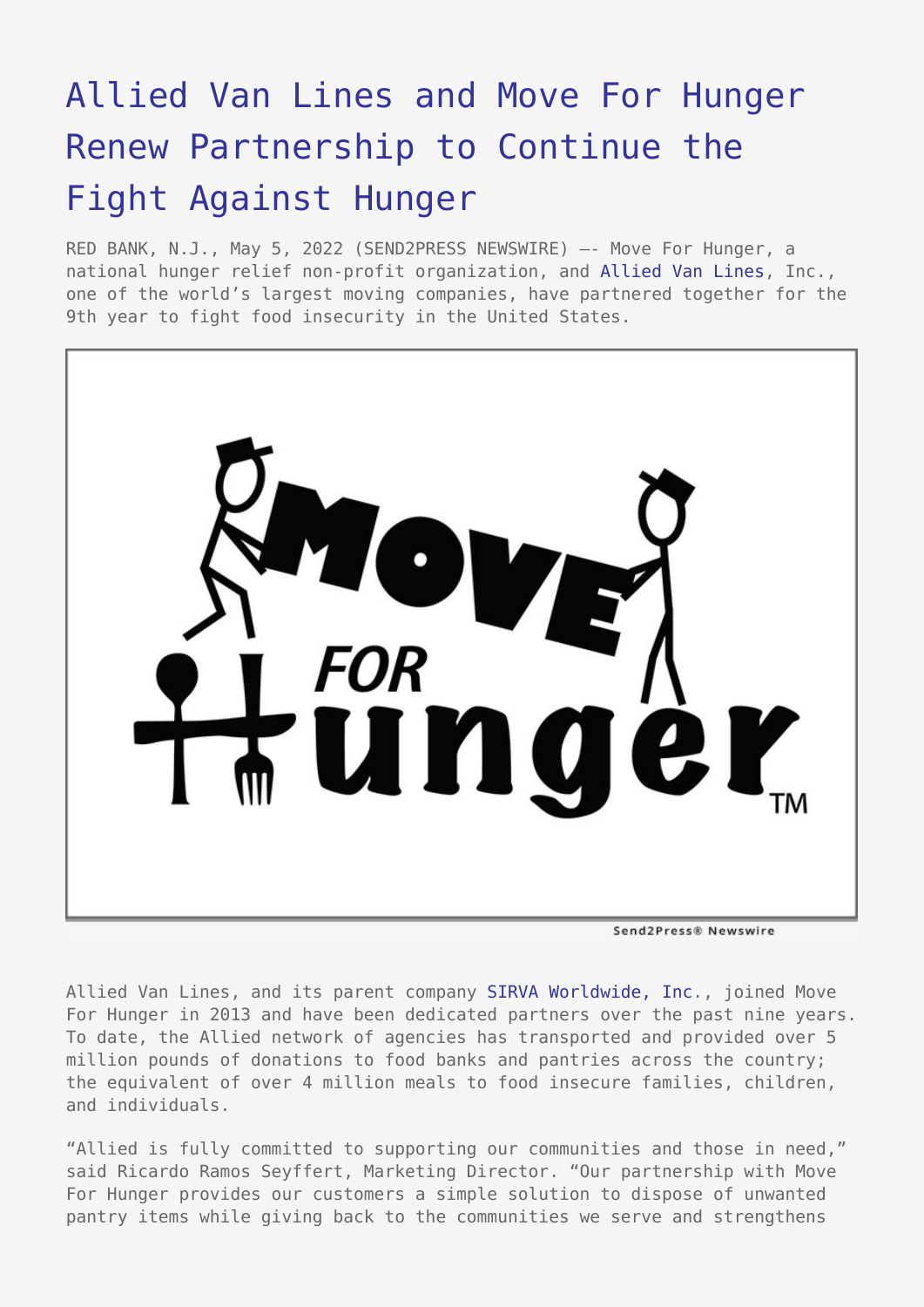# Allied Van Lines and Move For Hunger Renew Partnership to Continue the Fight Against Hunger

RED BANK, N.J., May 5, 2022 (SEND2PRESS NEWSWIRE) –- Move For Hunger, a national hunger relief non-profit organization, and Allied Van Lines, Inc., one of the world's largest moving companies, have partnered together for the 9th year to fight food insecurity in the United States.

Allied Van Lines, and its parent company SIRVA Worldwide, Inc., joined Move For Hunger in 2013 and have been dedicated partners over the past nine years. To date, the Allied network of agencies has transported and provided over 5 million pounds of donations to food banks and pantries across the country; the equivalent of over 4 million meals to food insecure families, children, and individuals.

"Allied is fully committed to supporting our communities and those in need," said Ricardo Ramos Seyffert, Marketing Director. "Our partnership with Move For Hunger provides our customers a simple solution to dispose of unwanted pantry items while giving back to the communities we serve and strengthens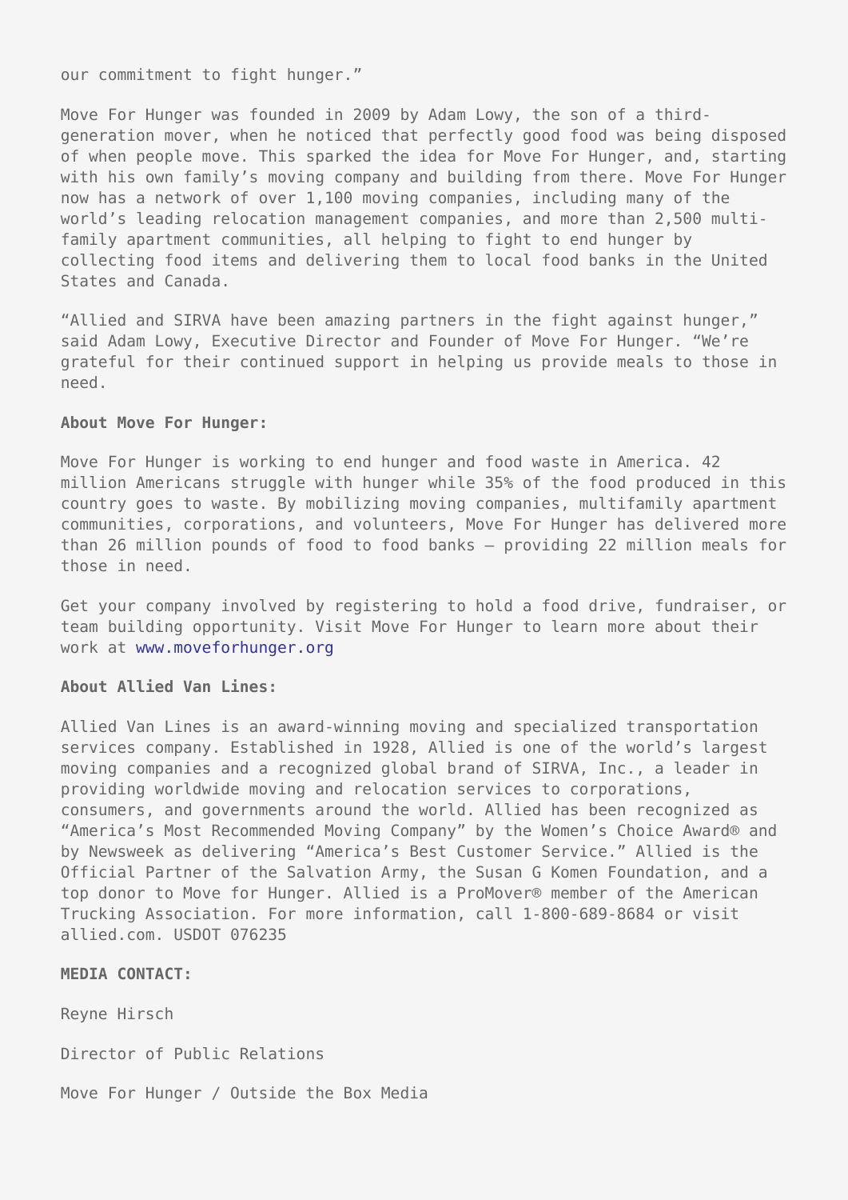our commitment to fight hunger."

Move For Hunger was founded in 2009 by Adam Lowy, the son of a third-generation mover, when he noticed that perfectly good food was being disposed of when people move. This sparked the idea for Move For Hunger, and, starting with his own family's moving company and building from there. Move For Hunger now has a network of over 1,100 moving companies, including many of the world's leading relocation management companies, and more than 2,500 multi-family apartment communities, all helping to fight to end hunger by collecting food items and delivering them to local food banks in the United States and Canada.

"Allied and SIRVA have been amazing partners in the fight against hunger," said Adam Lowy, Executive Director and Founder of Move For Hunger. "We're grateful for their continued support in helping us provide meals to those in need.

**About Move For Hunger:**

Move For Hunger is working to end hunger and food waste in America. 42 million Americans struggle with hunger while 35% of the food produced in this country goes to waste. By mobilizing moving companies, multifamily apartment communities, corporations, and volunteers, Move For Hunger has delivered more than 26 million pounds of food to food banks – providing 22 million meals for those in need.

Get your company involved by registering to hold a food drive, fundraiser, or team building opportunity. Visit Move For Hunger to learn more about their work at [www.moveforhunger.org](http://www.moveforhunger.org)

**About Allied Van Lines:**

Allied Van Lines is an award-winning moving and specialized transportation services company. Established in 1928, Allied is one of the world's largest moving companies and a recognized global brand of SIRVA, Inc., a leader in providing worldwide moving and relocation services to corporations, consumers, and governments around the world. Allied has been recognized as "America's Most Recommended Moving Company" by the Women's Choice Award® and by Newsweek as delivering "America's Best Customer Service." Allied is the Official Partner of the Salvation Army, the Susan G Komen Foundation, and a top donor to Move for Hunger. Allied is a ProMover® member of the American Trucking Association. For more information, call 1-800-689-8684 or visit allied.com. USDOT 076235

**MEDIA CONTACT:**

Reyne Hirsch

Director of Public Relations

Move For Hunger / Outside the Box Media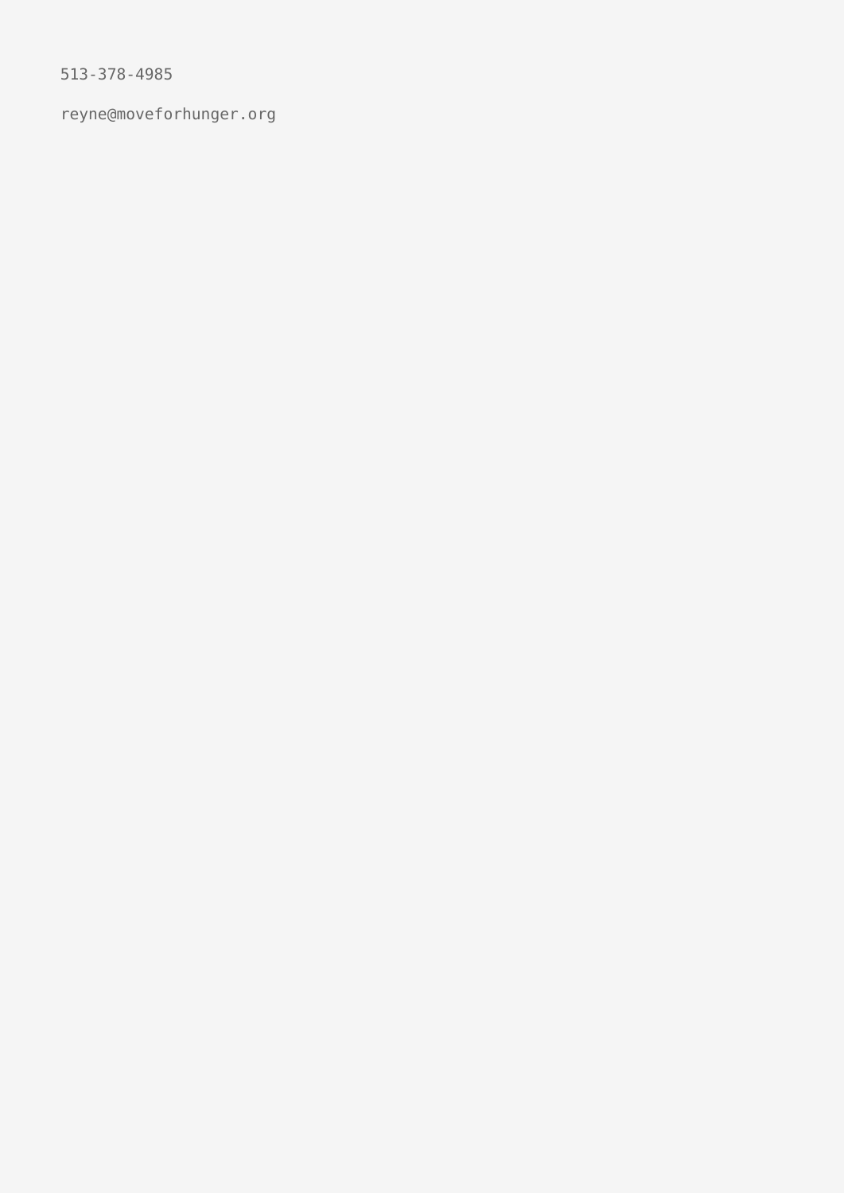513-378-4985

reyne@moveforhunger.org